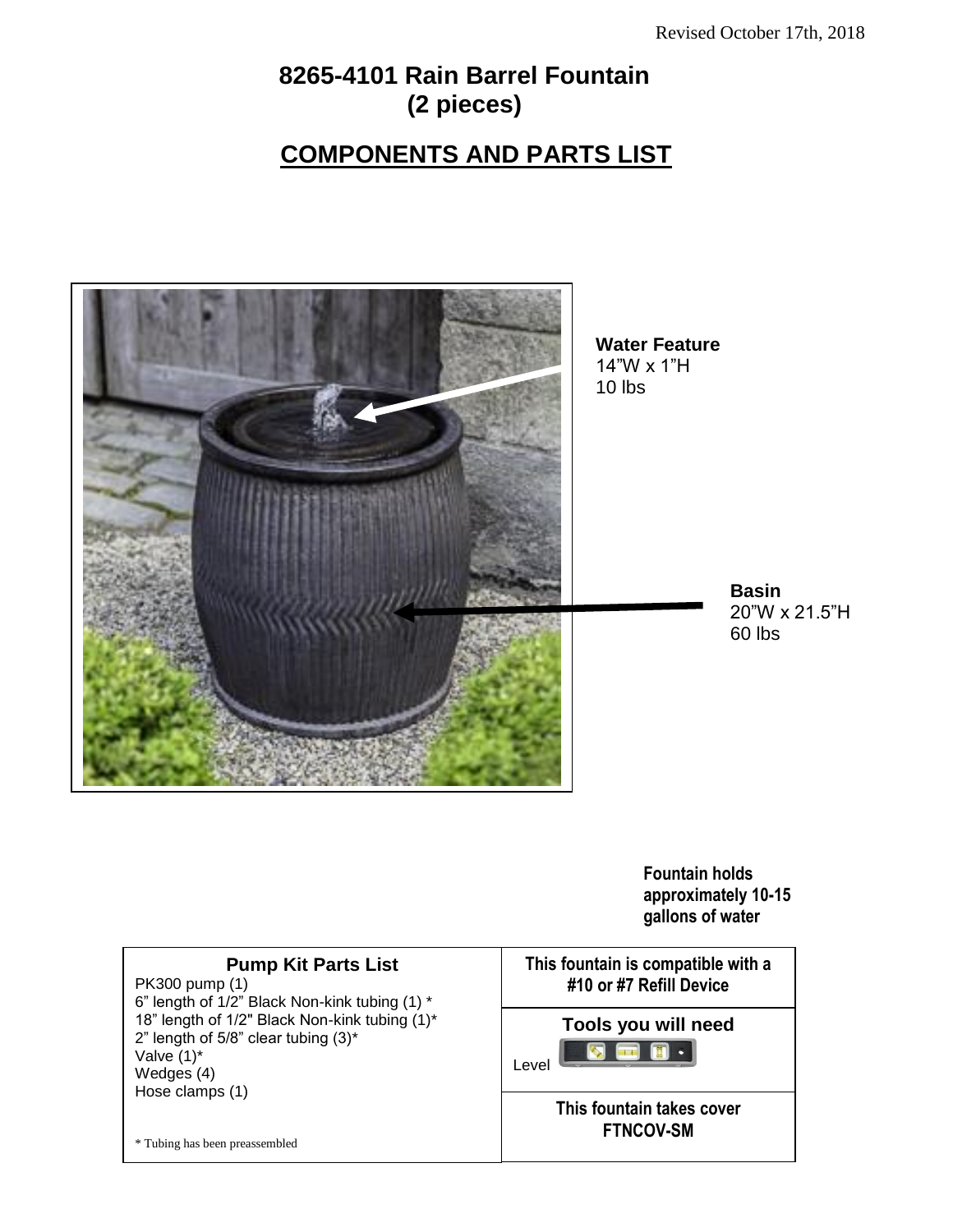Revised October 17th, 2018

# 8265-4101 Rain Barrel Fountain (2 pieces)

## COMPONENTS AND PARTS LIST

**Water Feature**
14"W x 1"H
10 lbs

**Basin**
20"W x 21.5"H
60 lbs

**Fountain holds approximately 10-15 gallons of water**

### Pump Kit Parts List

PK300 pump (1)
6" length of 1/2" Black Non-kink tubing (1) *
18" length of 1/2" Black Non-kink tubing (1)*
2" length of 5/8" clear tubing (3)*
Valve (1)*
Wedges (4)
Hose clamps (1)

* Tubing has been preassembled

**This fountain is compatible with a #10 or #7 Refill Device**

**Tools you will need**

Level

**This fountain takes cover FTNCOV-SM**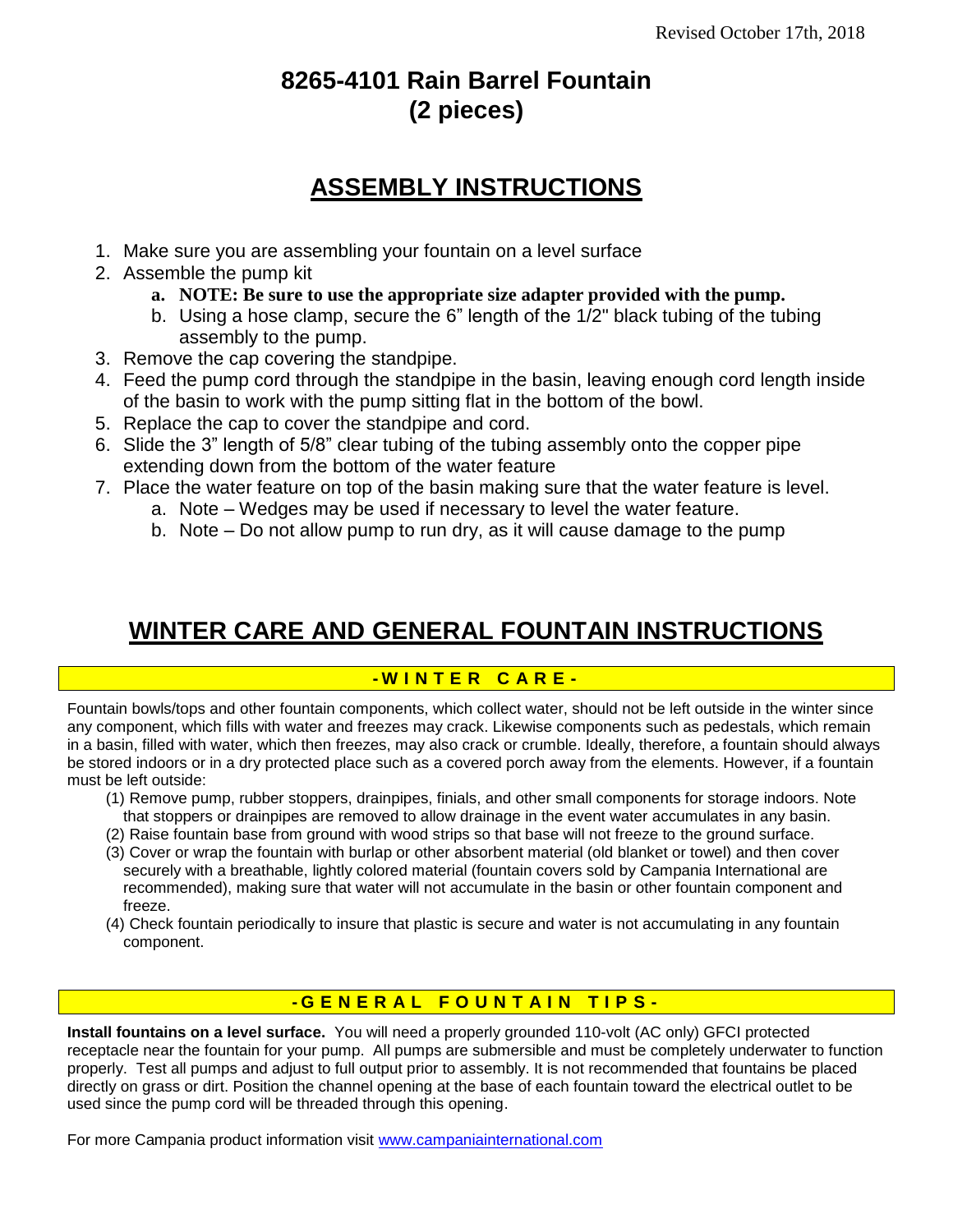Revised October 17th, 2018

# 8265-4101 Rain Barrel Fountain (2 pieces)

## ASSEMBLY INSTRUCTIONS

1. Make sure you are assembling your fountain on a level surface
2. Assemble the pump kit
   a. **NOTE: Be sure to use the appropriate size adapter provided with the pump.**
   b. Using a hose clamp, secure the 6" length of the 1/2" black tubing of the tubing assembly to the pump.
3. Remove the cap covering the standpipe.
4. Feed the pump cord through the standpipe in the basin, leaving enough cord length inside of the basin to work with the pump sitting flat in the bottom of the bowl.
5. Replace the cap to cover the standpipe and cord.
6. Slide the 3" length of 5/8" clear tubing of the tubing assembly onto the copper pipe extending down from the bottom of the water feature
7. Place the water feature on top of the basin making sure that the water feature is level.
   a. Note – Wedges may be used if necessary to level the water feature.
   b. Note – Do not allow pump to run dry, as it will cause damage to the pump

## WINTER CARE AND GENERAL FOUNTAIN INSTRUCTIONS

### -WINTER CARE-

Fountain bowls/tops and other fountain components, which collect water, should not be left outside in the winter since any component, which fills with water and freezes may crack. Likewise components such as pedestals, which remain in a basin, filled with water, which then freezes, may also crack or crumble. Ideally, therefore, a fountain should always be stored indoors or in a dry protected place such as a covered porch away from the elements. However, if a fountain must be left outside:

(1) Remove pump, rubber stoppers, drainpipes, finials, and other small components for storage indoors. Note that stoppers or drainpipes are removed to allow drainage in the event water accumulates in any basin.
(2) Raise fountain base from ground with wood strips so that base will not freeze to the ground surface.
(3) Cover or wrap the fountain with burlap or other absorbent material (old blanket or towel) and then cover securely with a breathable, lightly colored material (fountain covers sold by Campania International are recommended), making sure that water will not accumulate in the basin or other fountain component and freeze.
(4) Check fountain periodically to insure that plastic is secure and water is not accumulating in any fountain component.

### -GENERAL FOUNTAIN TIPS-

**Install fountains on a level surface.** You will need a properly grounded 110-volt (AC only) GFCI protected receptacle near the fountain for your pump. All pumps are submersible and must be completely underwater to function properly. Test all pumps and adjust to full output prior to assembly. It is not recommended that fountains be placed directly on grass or dirt. Position the channel opening at the base of each fountain toward the electrical outlet to be used since the pump cord will be threaded through this opening.

For more Campania product information visit www.campaniainternational.com